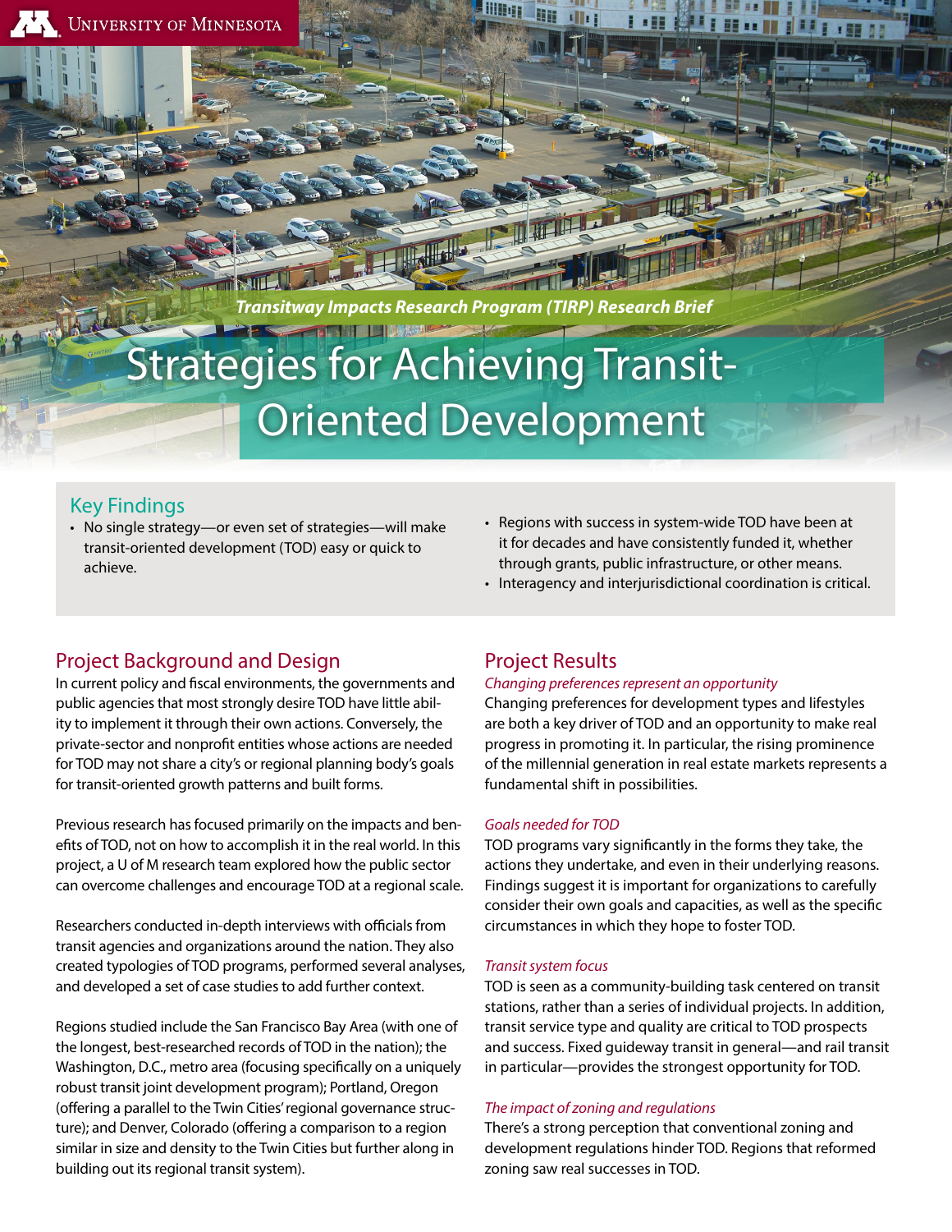University of Minnesota

*Transitway Impacts Research Program (TIRP) Research Brief*

# Strategies for Achieving Transit-Oriented Development

## Key Findings

- No single strategy—or even set of strategies—will make transit-oriented development (TOD) easy or quick to achieve.
- Regions with success in system-wide TOD have been at it for decades and have consistently funded it, whether through grants, public infrastructure, or other means.
- Interagency and interjurisdictional coordination is critical.

## Project Background and Design

In current policy and fiscal environments, the governments and public agencies that most strongly desire TOD have little ability to implement it through their own actions. Conversely, the private-sector and nonprofit entities whose actions are needed for TOD may not share a city's or regional planning body's goals for transit-oriented growth patterns and built forms.

Previous research has focused primarily on the impacts and benefits of TOD, not on how to accomplish it in the real world. In this project, a U of M research team explored how the public sector can overcome challenges and encourage TOD at a regional scale.

Researchers conducted in-depth interviews with officials from transit agencies and organizations around the nation. They also created typologies of TOD programs, performed several analyses, and developed a set of case studies to add further context.

Regions studied include the San Francisco Bay Area (with one of the longest, best-researched records of TOD in the nation); the Washington, D.C., metro area (focusing specifically on a uniquely robust transit joint development program); Portland, Oregon (offering a parallel to the Twin Cities' regional governance structure); and Denver, Colorado (offering a comparison to a region similar in size and density to the Twin Cities but further along in building out its regional transit system).

## Project Results

*Changing preferences represent an opportunity*

Changing preferences for development types and lifestyles are both a key driver of TOD and an opportunity to make real progress in promoting it. In particular, the rising prominence of the millennial generation in real estate markets represents a fundamental shift in possibilities.

*Goals needed for TOD*

TOD programs vary significantly in the forms they take, the actions they undertake, and even in their underlying reasons. Findings suggest it is important for organizations to carefully consider their own goals and capacities, as well as the specific circumstances in which they hope to foster TOD.

*Transit system focus*

TOD is seen as a community-building task centered on transit stations, rather than a series of individual projects. In addition, transit service type and quality are critical to TOD prospects and success. Fixed guideway transit in general—and rail transit in particular—provides the strongest opportunity for TOD.

*The impact of zoning and regulations*

There's a strong perception that conventional zoning and development regulations hinder TOD. Regions that reformed zoning saw real successes in TOD.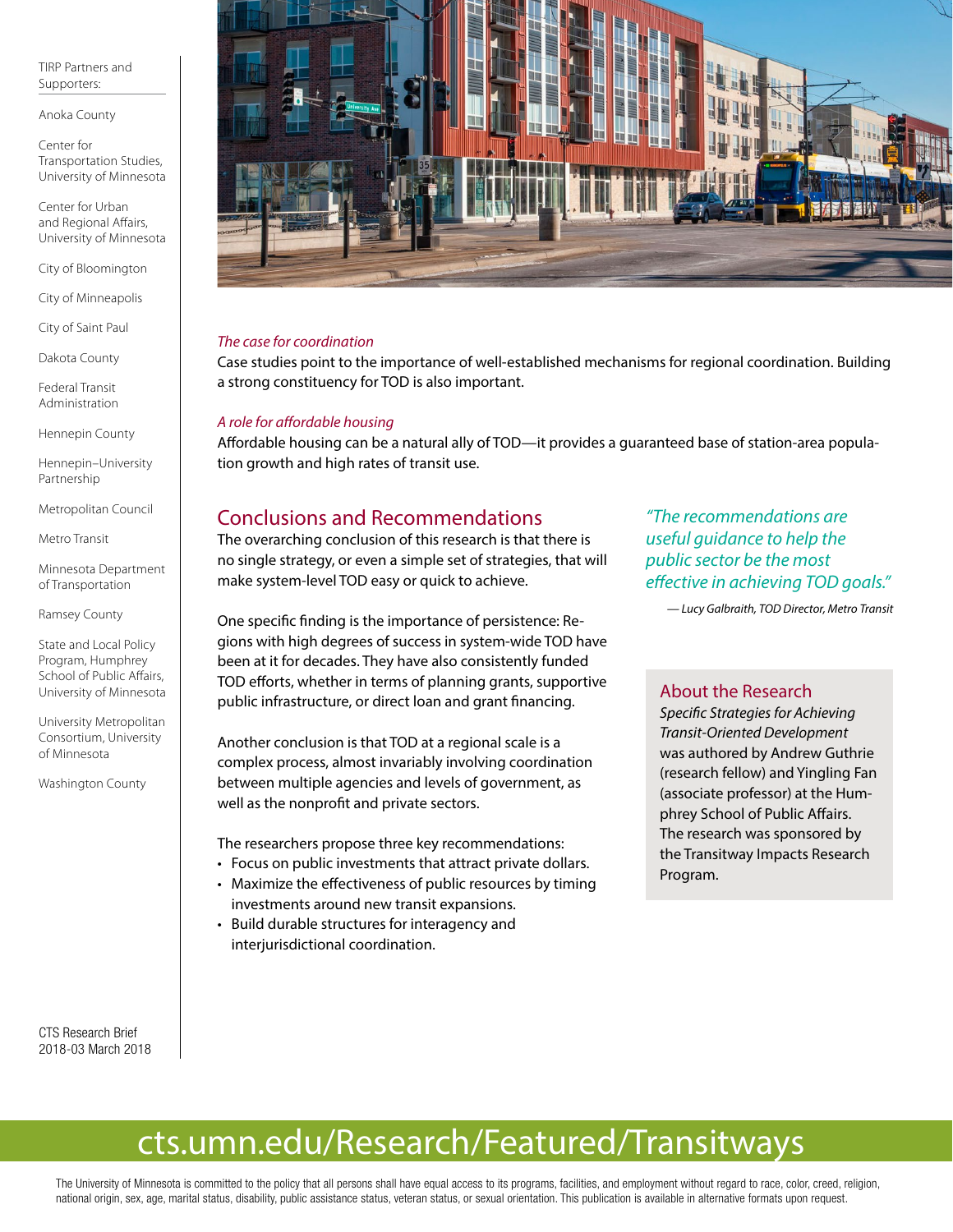TIRP Partners and Supporters:

Anoka County

Center for Transportation Studies, University of Minnesota

Center for Urban and Regional Affairs, University of Minnesota

City of Bloomington

City of Minneapolis

City of Saint Paul

Dakota County

Federal Transit Administration

Hennepin County

Hennepin–University Partnership

Metropolitan Council

Metro Transit

Minnesota Department of Transportation

Ramsey County

State and Local Policy Program, Humphrey School of Public Affairs, University of Minnesota

University Metropolitan Consortium, University of Minnesota

Washington County

CTS Research Brief 2018-03 March 2018

*The case for coordination*

Case studies point to the importance of well-established mechanisms for regional coordination. Building a strong constituency for TOD is also important.

*A role for affordable housing*

Affordable housing can be a natural ally of TOD—it provides a guaranteed base of station-area population growth and high rates of transit use.

## Conclusions and Recommendations

The overarching conclusion of this research is that there is no single strategy, or even a simple set of strategies, that will make system-level TOD easy or quick to achieve.

One specific finding is the importance of persistence: Regions with high degrees of success in system-wide TOD have been at it for decades. They have also consistently funded TOD efforts, whether in terms of planning grants, supportive public infrastructure, or direct loan and grant financing.

Another conclusion is that TOD at a regional scale is a complex process, almost invariably involving coordination between multiple agencies and levels of government, as well as the nonprofit and private sectors.

The researchers propose three key recommendations:

- Focus on public investments that attract private dollars.
- Maximize the effectiveness of public resources by timing investments around new transit expansions.
- Build durable structures for interagency and interjurisdictional coordination.

*"The recommendations are useful guidance to help the public sector be the most effective in achieving TOD goals."*

*— Lucy Galbraith, TOD Director, Metro Transit*

## About the Research

*Specific Strategies for Achieving Transit-Oriented Development* was authored by Andrew Guthrie (research fellow) and Yingling Fan (associate professor) at the Humphrey School of Public Affairs. The research was sponsored by the Transitway Impacts Research Program.

cts.umn.edu/Research/Featured/Transitways

The University of Minnesota is committed to the policy that all persons shall have equal access to its programs, facilities, and employment without regard to race, color, creed, religion, national origin, sex, age, marital status, disability, public assistance status, veteran status, or sexual orientation. This publication is available in alternative formats upon request.